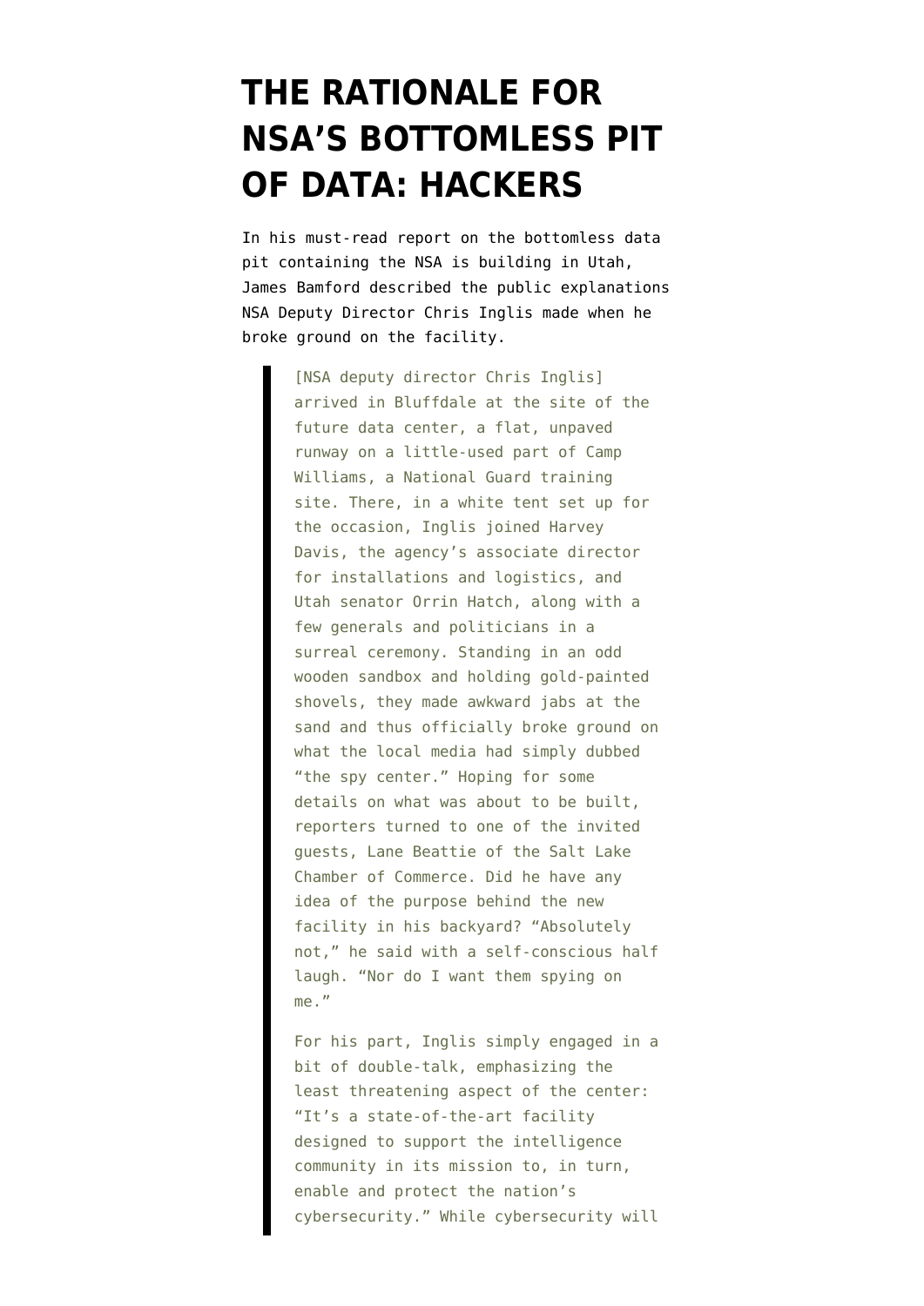# THE RATIONALE FOR NSA'S BOTTOMLESS PIT OF DATA: HACKERS

In his must-read report on the bottomless data pit containing the NSA is building in Utah, James Bamford described the public explanations NSA Deputy Director Chris Inglis made when he broke ground on the facility.

> [NSA deputy director Chris Inglis] arrived in Bluffdale at the site of the future data center, a flat, unpaved runway on a little-used part of Camp Williams, a National Guard training site. There, in a white tent set up for the occasion, Inglis joined Harvey Davis, the agency's associate director for installations and logistics, and Utah senator Orrin Hatch, along with a few generals and politicians in a surreal ceremony. Standing in an odd wooden sandbox and holding gold-painted shovels, they made awkward jabs at the sand and thus officially broke ground on what the local media had simply dubbed "the spy center." Hoping for some details on what was about to be built, reporters turned to one of the invited guests, Lane Beattie of the Salt Lake Chamber of Commerce. Did he have any idea of the purpose behind the new facility in his backyard? "Absolutely not," he said with a self-conscious half laugh. "Nor do I want them spying on me."
>
> For his part, Inglis simply engaged in a bit of double-talk, emphasizing the least threatening aspect of the center: "It's a state-of-the-art facility designed to support the intelligence community in its mission to, in turn, enable and protect the nation's cybersecurity." While cybersecurity will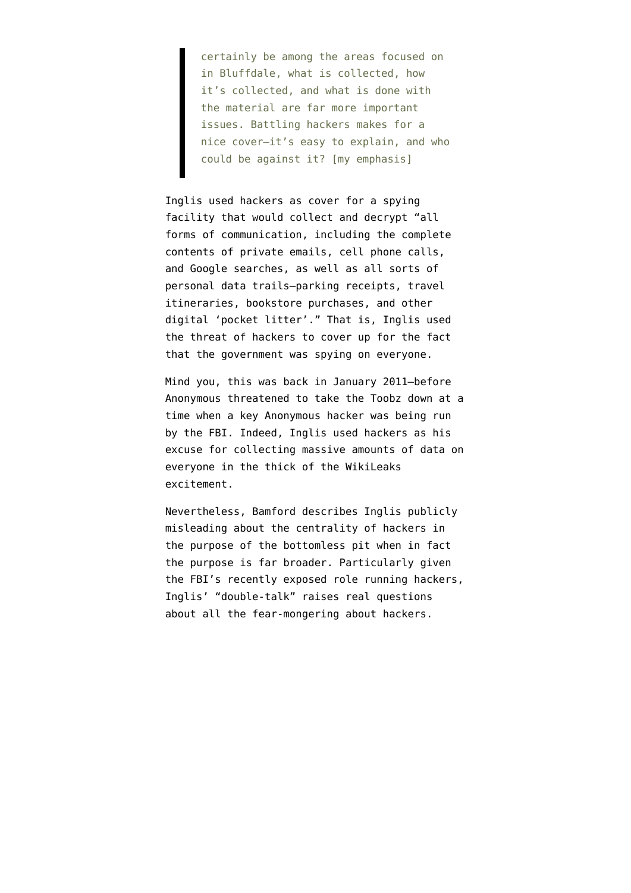> certainly be among the areas focused on in Bluffdale, what is collected, how it's collected, and what is done with the material are far more important issues. Battling hackers makes for a nice cover—it's easy to explain, and who could be against it? [my emphasis]

Inglis used hackers as cover for a spying facility that would collect and decrypt "all forms of communication, including the complete contents of private emails, cell phone calls, and Google searches, as well as all sorts of personal data trails—parking receipts, travel itineraries, bookstore purchases, and other digital 'pocket litter'." That is, Inglis used the threat of hackers to cover up for the fact that the government was spying on everyone.

Mind you, this was back in January 2011—before Anonymous threatened to take the Toobz down at a time when a key Anonymous hacker was being run by the FBI. Indeed, Inglis used hackers as his excuse for collecting massive amounts of data on everyone in the thick of the WikiLeaks excitement.

Nevertheless, Bamford describes Inglis publicly misleading about the centrality of hackers in the purpose of the bottomless pit when in fact the purpose is far broader. Particularly given the FBI's recently exposed role running hackers, Inglis' "double-talk" raises real questions about all the fear-mongering about hackers.